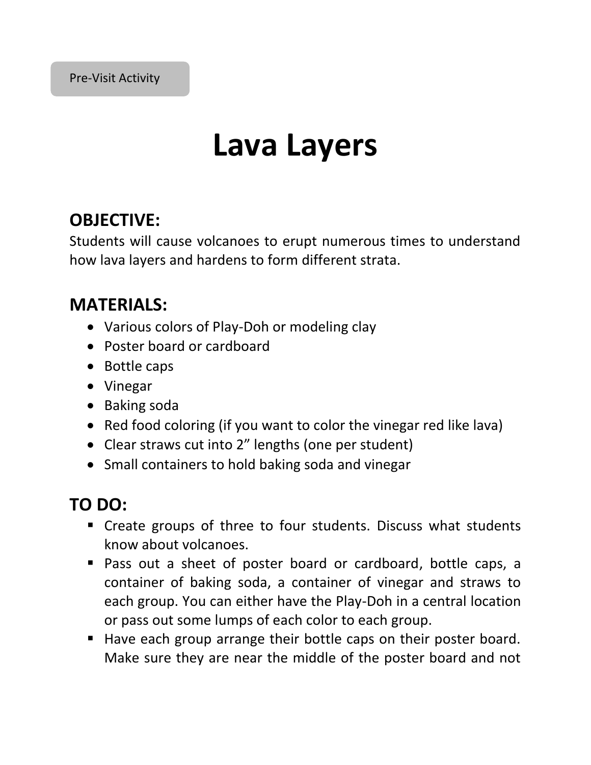Pre-Visit Activity

# Lava Layers

## OBJECTIVE:

Students will cause volcanoes to erupt numerous times to understand how lava layers and hardens to form different strata.

## MATERIALS:

- Various colors of Play-Doh or modeling clay
- Poster board or cardboard
- Bottle caps
- Vinegar
- Baking soda
- Red food coloring (if you want to color the vinegar red like lava)
- Clear straws cut into 2" lengths (one per student)
- Small containers to hold baking soda and vinegar

## TO DO:

- Create groups of three to four students. Discuss what students know about volcanoes.
- Pass out a sheet of poster board or cardboard, bottle caps, a container of baking soda, a container of vinegar and straws to each group. You can either have the Play-Doh in a central location or pass out some lumps of each color to each group.
- Have each group arrange their bottle caps on their poster board. Make sure they are near the middle of the poster board and not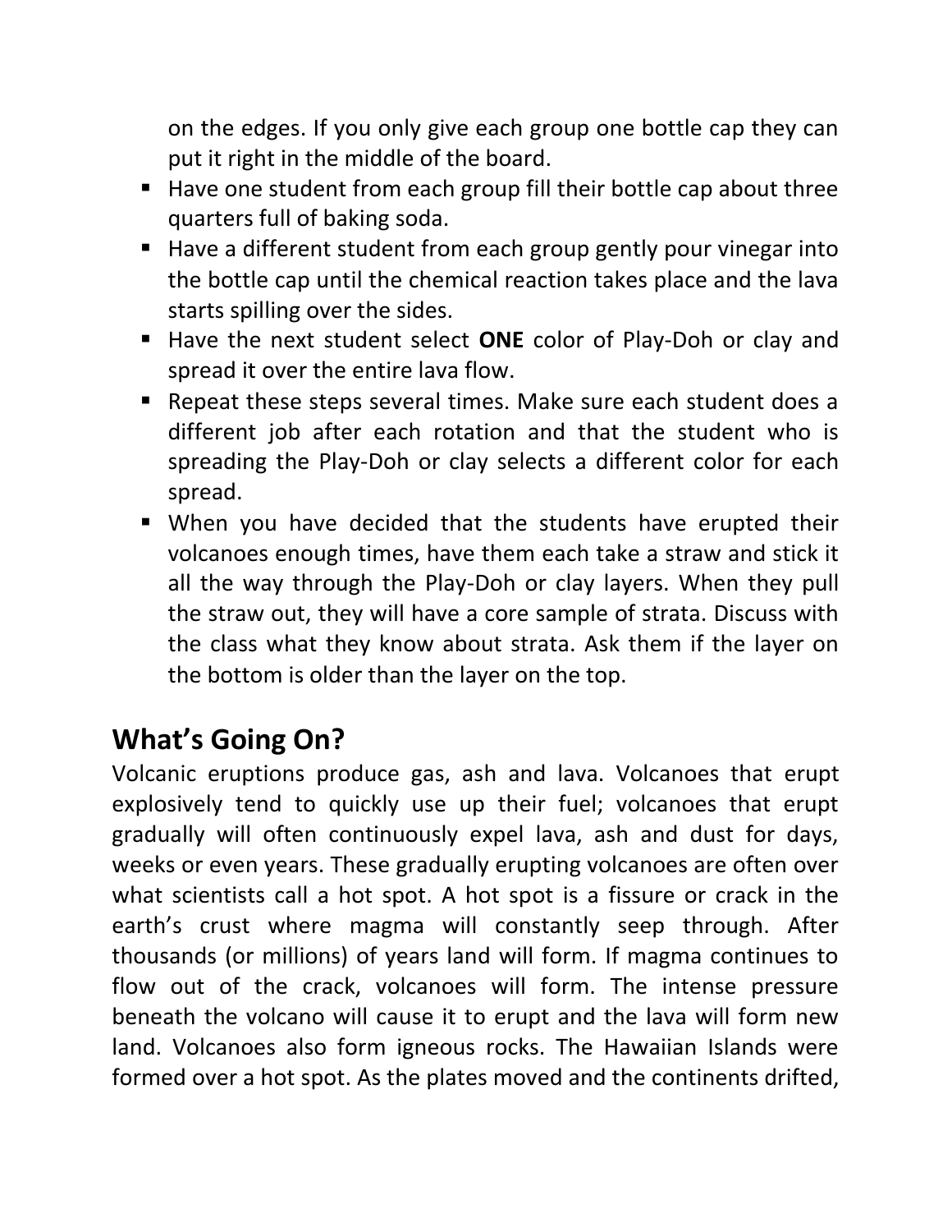on the edges. If you only give each group one bottle cap they can put it right in the middle of the board.

- Have one student from each group fill their bottle cap about three quarters full of baking soda.
- Have a different student from each group gently pour vinegar into the bottle cap until the chemical reaction takes place and the lava starts spilling over the sides.
- Have the next student select **ONE** color of Play-Doh or clay and spread it over the entire lava flow.
- Repeat these steps several times. Make sure each student does a different job after each rotation and that the student who is spreading the Play-Doh or clay selects a different color for each spread.
- When you have decided that the students have erupted their volcanoes enough times, have them each take a straw and stick it all the way through the Play-Doh or clay layers. When they pull the straw out, they will have a core sample of strata. Discuss with the class what they know about strata. Ask them if the layer on the bottom is older than the layer on the top.

## What's Going On?

Volcanic eruptions produce gas, ash and lava. Volcanoes that erupt explosively tend to quickly use up their fuel; volcanoes that erupt gradually will often continuously expel lava, ash and dust for days, weeks or even years. These gradually erupting volcanoes are often over what scientists call a hot spot. A hot spot is a fissure or crack in the earth's crust where magma will constantly seep through. After thousands (or millions) of years land will form. If magma continues to flow out of the crack, volcanoes will form. The intense pressure beneath the volcano will cause it to erupt and the lava will form new land. Volcanoes also form igneous rocks. The Hawaiian Islands were formed over a hot spot. As the plates moved and the continents drifted,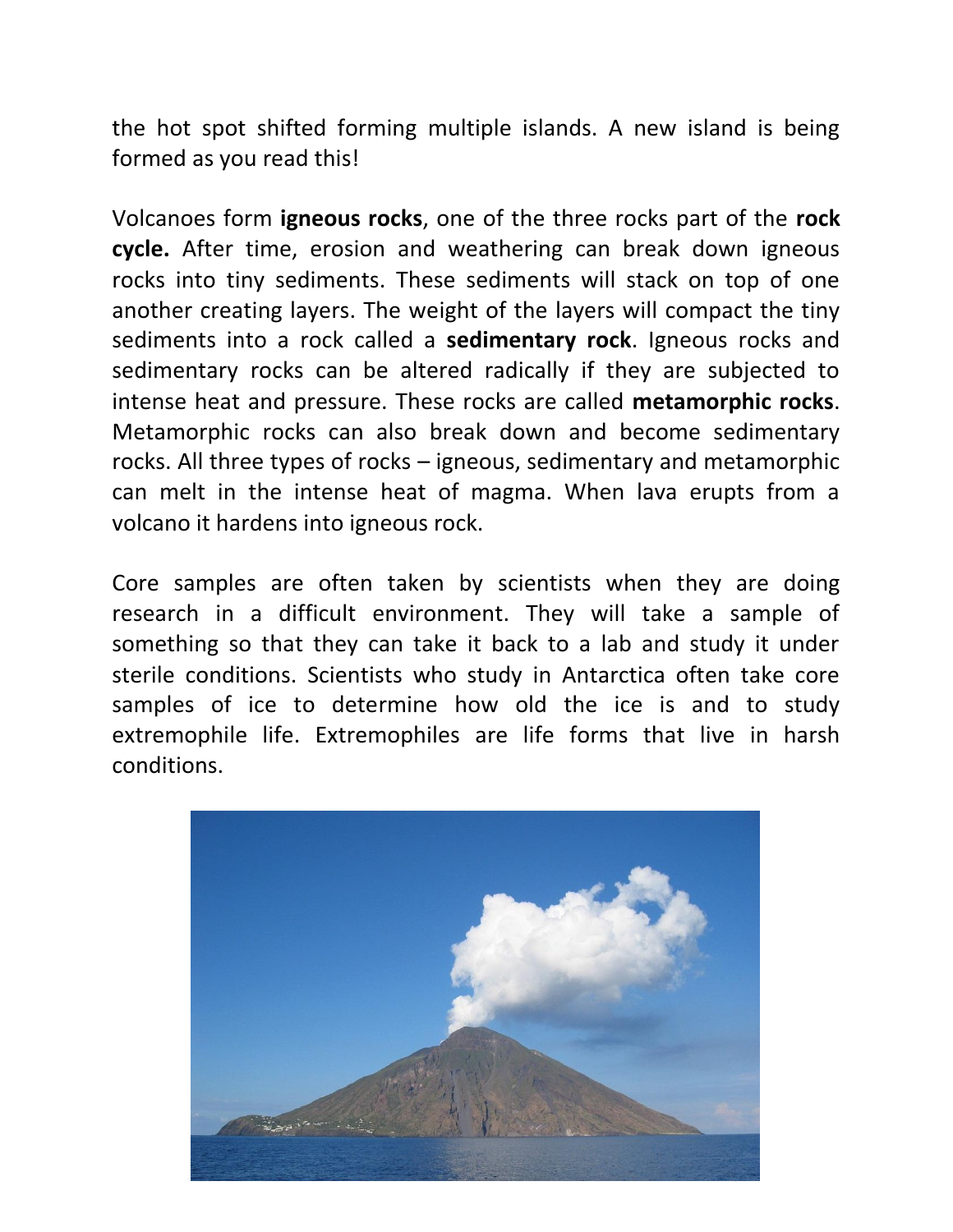the hot spot shifted forming multiple islands. A new island is being formed as you read this!

Volcanoes form **igneous rocks**, one of the three rocks part of the **rock cycle.** After time, erosion and weathering can break down igneous rocks into tiny sediments. These sediments will stack on top of one another creating layers. The weight of the layers will compact the tiny sediments into a rock called a **sedimentary rock**. Igneous rocks and sedimentary rocks can be altered radically if they are subjected to intense heat and pressure. These rocks are called **metamorphic rocks**. Metamorphic rocks can also break down and become sedimentary rocks. All three types of rocks – igneous, sedimentary and metamorphic can melt in the intense heat of magma. When lava erupts from a volcano it hardens into igneous rock.

Core samples are often taken by scientists when they are doing research in a difficult environment. They will take a sample of something so that they can take it back to a lab and study it under sterile conditions. Scientists who study in Antarctica often take core samples of ice to determine how old the ice is and to study extremophile life. Extremophiles are life forms that live in harsh conditions.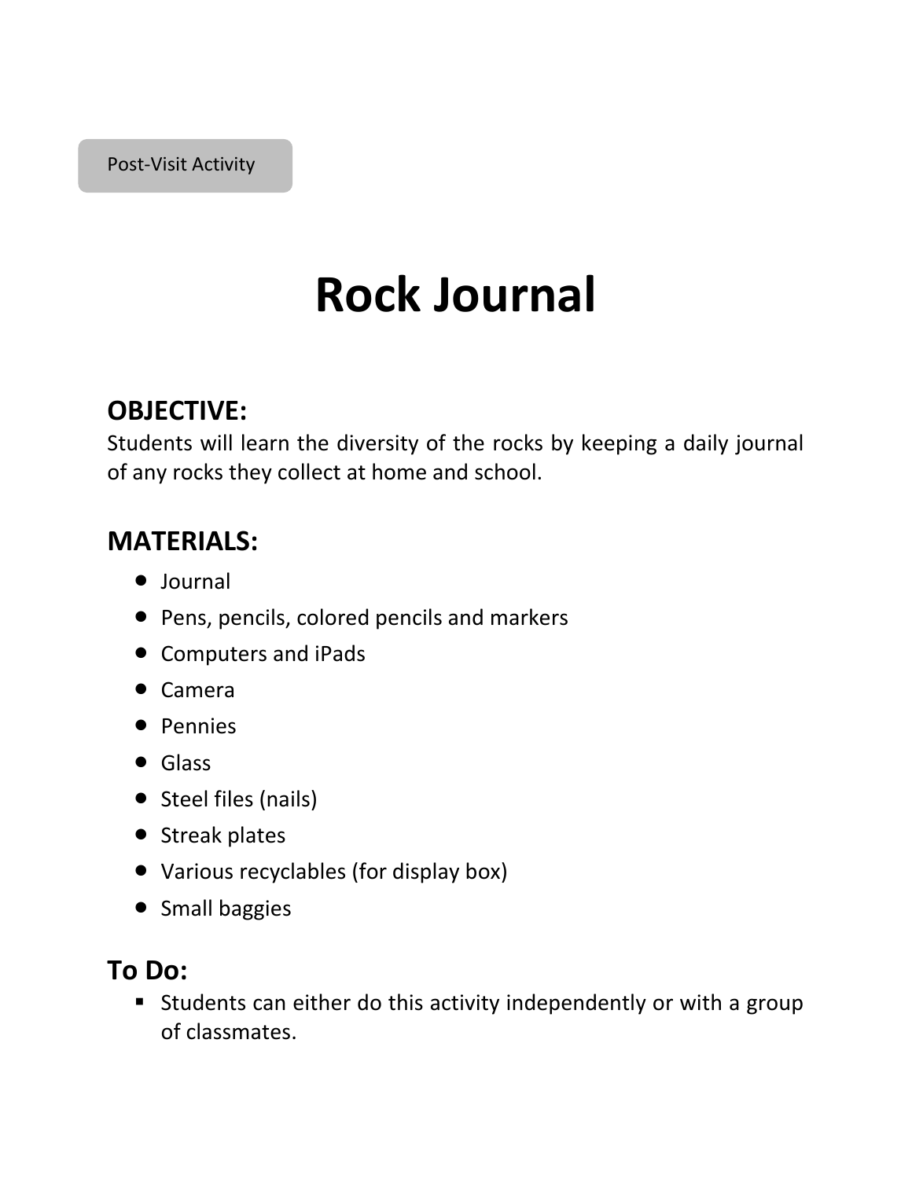Post-Visit Activity

# Rock Journal

## OBJECTIVE:

Students will learn the diversity of the rocks by keeping a daily journal of any rocks they collect at home and school.

## MATERIALS:

- Journal
- Pens, pencils, colored pencils and markers
- Computers and iPads
- Camera
- Pennies
- Glass
- Steel files (nails)
- Streak plates
- Various recyclables (for display box)
- Small baggies

## To Do:

- Students can either do this activity independently or with a group of classmates.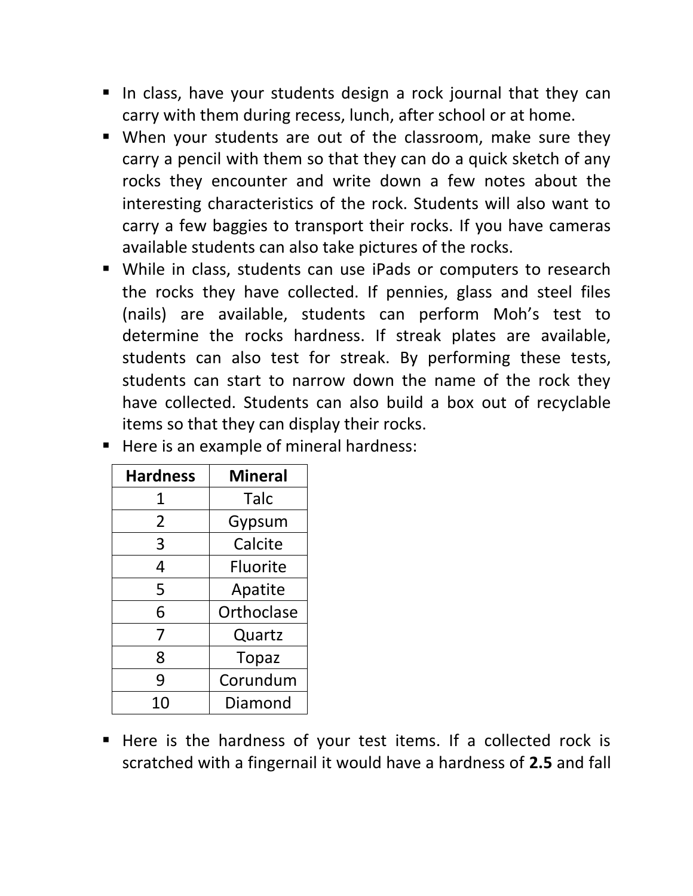- In class, have your students design a rock journal that they can carry with them during recess, lunch, after school or at home.
- When your students are out of the classroom, make sure they carry a pencil with them so that they can do a quick sketch of any rocks they encounter and write down a few notes about the interesting characteristics of the rock. Students will also want to carry a few baggies to transport their rocks. If you have cameras available students can also take pictures of the rocks.
- While in class, students can use iPads or computers to research the rocks they have collected. If pennies, glass and steel files (nails) are available, students can perform Moh's test to determine the rocks hardness. If streak plates are available, students can also test for streak. By performing these tests, students can start to narrow down the name of the rock they have collected. Students can also build a box out of recyclable items so that they can display their rocks.
- Here is an example of mineral hardness:

| Hardness | Mineral |
|---|---|
| 1 | Talc |
| 2 | Gypsum |
| 3 | Calcite |
| 4 | Fluorite |
| 5 | Apatite |
| 6 | Orthoclase |
| 7 | Quartz |
| 8 | Topaz |
| 9 | Corundum |
| 10 | Diamond |

- Here is the hardness of your test items. If a collected rock is scratched with a fingernail it would have a hardness of **2.5** and fall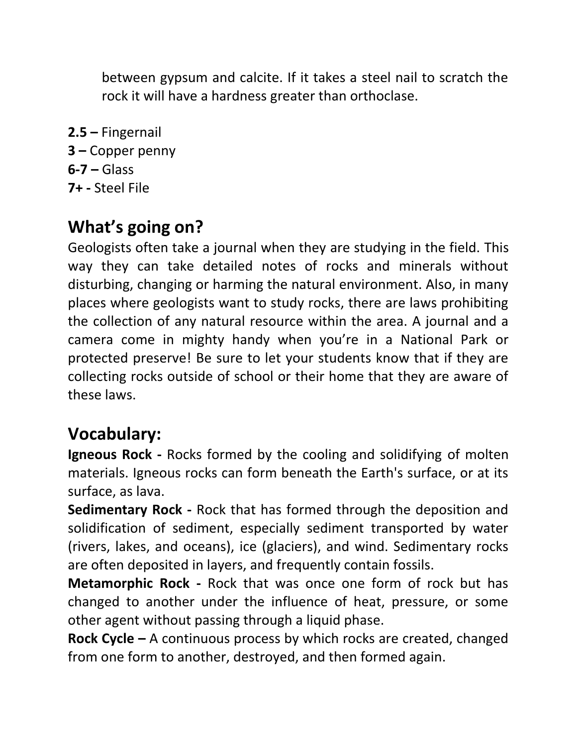between gypsum and calcite. If it takes a steel nail to scratch the rock it will have a hardness greater than orthoclase.

**2.5 –** Fingernail
**3 –** Copper penny
**6-7 –** Glass
**7+ -** Steel File

## What's going on?

Geologists often take a journal when they are studying in the field. This way they can take detailed notes of rocks and minerals without disturbing, changing or harming the natural environment. Also, in many places where geologists want to study rocks, there are laws prohibiting the collection of any natural resource within the area. A journal and a camera come in mighty handy when you're in a National Park or protected preserve! Be sure to let your students know that if they are collecting rocks outside of school or their home that they are aware of these laws.

## Vocabulary:

**Igneous Rock -** Rocks formed by the cooling and solidifying of molten materials. Igneous rocks can form beneath the Earth's surface, or at its surface, as lava.
**Sedimentary Rock -** Rock that has formed through the deposition and solidification of sediment, especially sediment transported by water (rivers, lakes, and oceans), ice (glaciers), and wind. Sedimentary rocks are often deposited in layers, and frequently contain fossils.
**Metamorphic Rock -** Rock that was once one form of rock but has changed to another under the influence of heat, pressure, or some other agent without passing through a liquid phase.
**Rock Cycle –** A continuous process by which rocks are created, changed from one form to another, destroyed, and then formed again.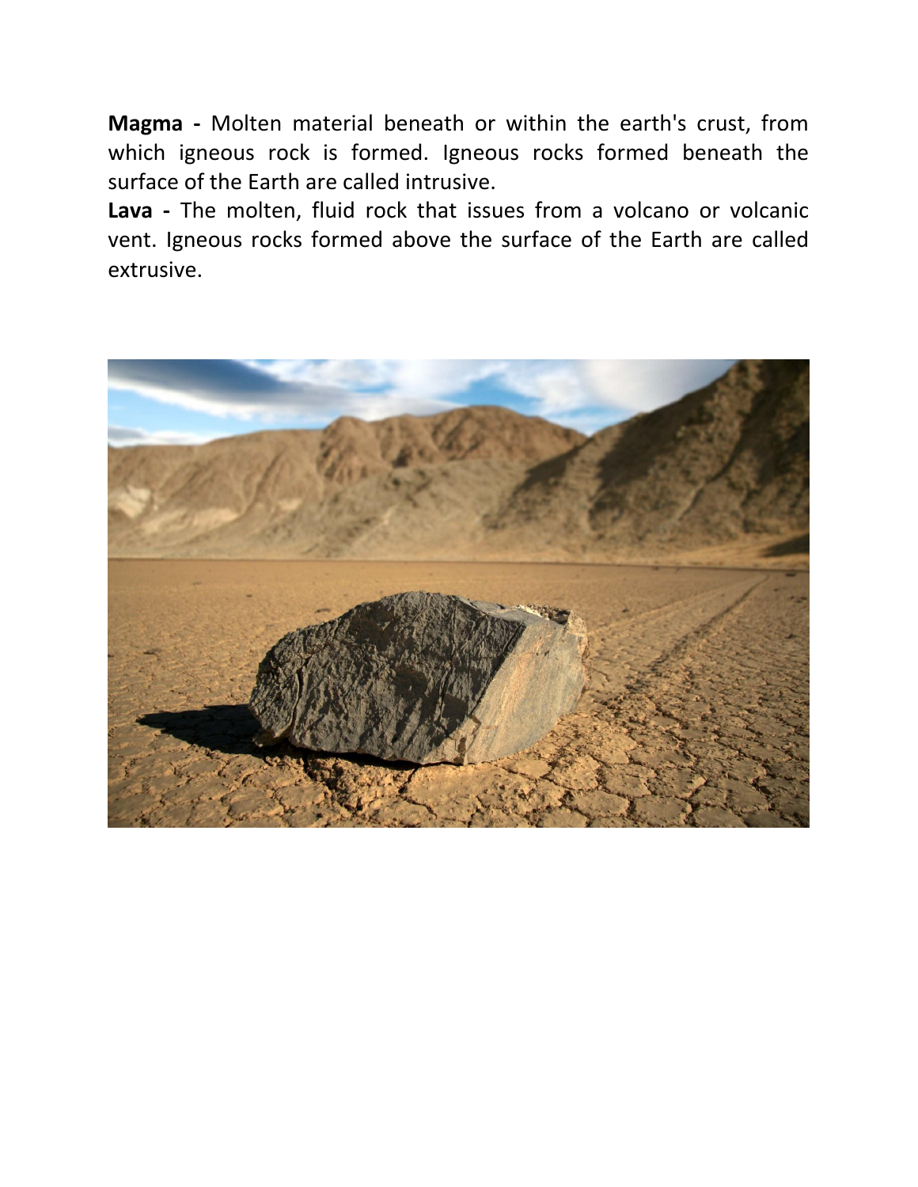**Magma -** Molten material beneath or within the earth's crust, from which igneous rock is formed. Igneous rocks formed beneath the surface of the Earth are called intrusive.

**Lava -** The molten, fluid rock that issues from a volcano or volcanic vent. Igneous rocks formed above the surface of the Earth are called extrusive.